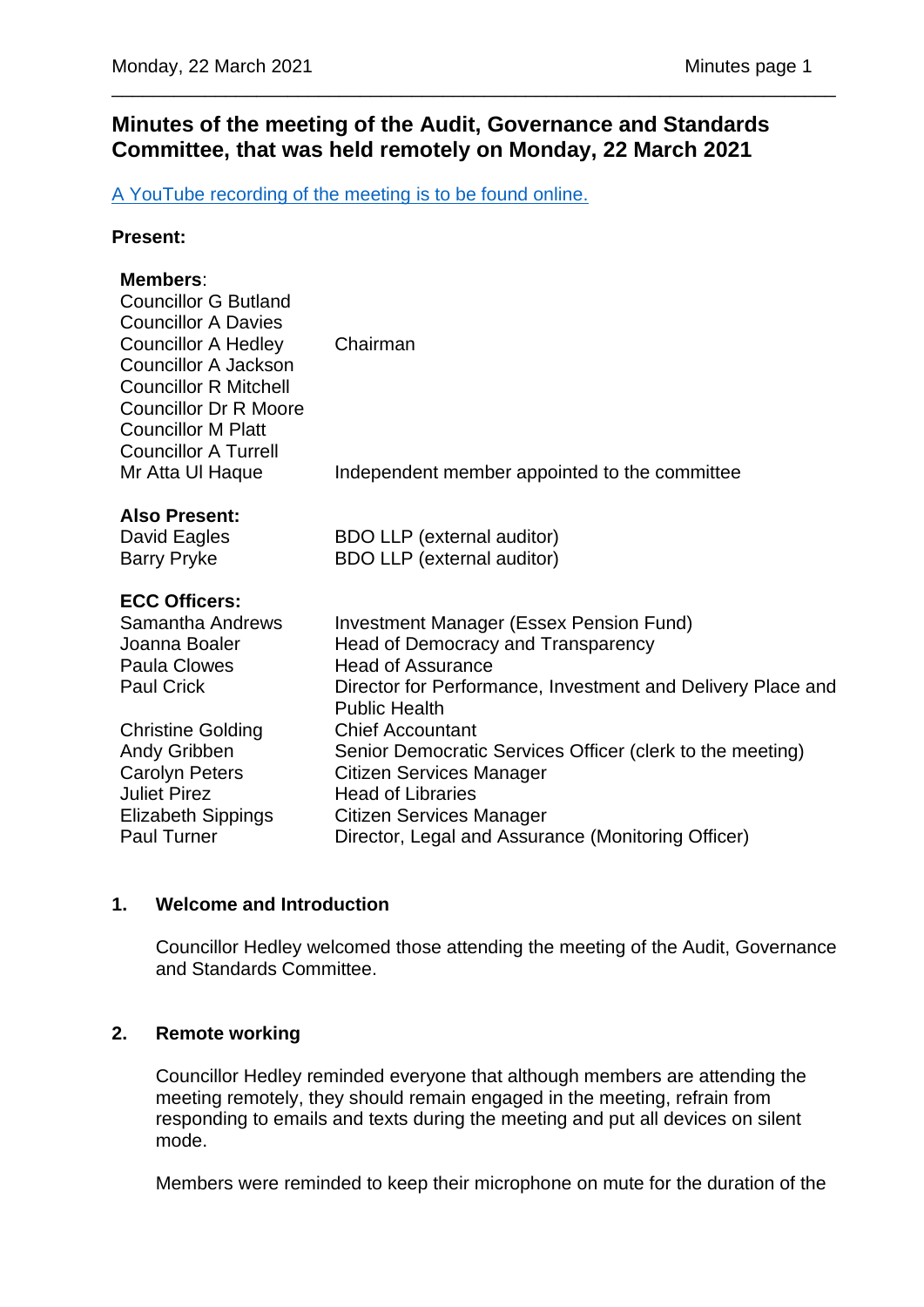# Minutes of the meeting of the Audit, Governance and Standards Committee, that was held remotely on Monday, 22 March 2021

[A YouTube recording of the meeting is to be found online.]

**Present:**

**Members**:

| | |
|---|---|
| Councillor G Butland | |
| Councillor A Davies | |
| Councillor A Hedley | Chairman |
| Councillor A Jackson | |
| Councillor R Mitchell | |
| Councillor Dr R Moore | |
| Councillor M Platt | |
| Councillor A Turrell | |
| Mr Atta Ul Haque | Independent member appointed to the committee |

**Also Present:**

| | |
|---|---|
| David Eagles | BDO LLP (external auditor) |
| Barry Pryke | BDO LLP (external auditor) |

**ECC Officers:**

| | |
|---|---|
| Samantha Andrews | Investment Manager (Essex Pension Fund) |
| Joanna Boaler | Head of Democracy and Transparency |
| Paula Clowes | Head of Assurance |
| Paul Crick | Director for Performance, Investment and Delivery Place and Public Health |
| Christine Golding | Chief Accountant |
| Andy Gribben | Senior Democratic Services Officer (clerk to the meeting) |
| Carolyn Peters | Citizen Services Manager |
| Juliet Pirez | Head of Libraries |
| Elizabeth Sippings | Citizen Services Manager |
| Paul Turner | Director, Legal and Assurance (Monitoring Officer) |

## 1. Welcome and Introduction

Councillor Hedley welcomed those attending the meeting of the Audit, Governance and Standards Committee.

## 2. Remote working

Councillor Hedley reminded everyone that although members are attending the meeting remotely, they should remain engaged in the meeting, refrain from responding to emails and texts during the meeting and put all devices on silent mode.

Members were reminded to keep their microphone on mute for the duration of the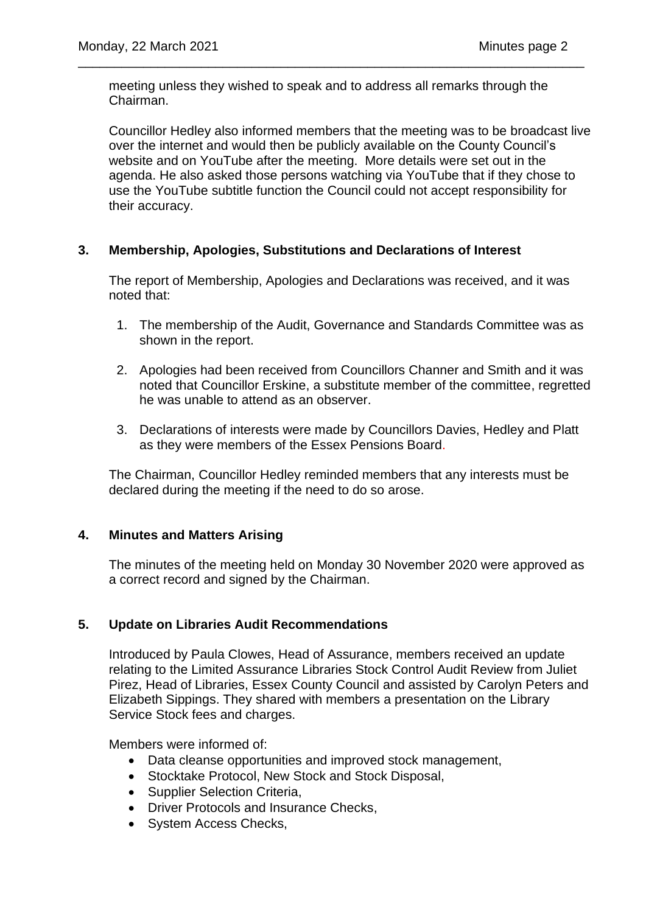meeting unless they wished to speak and to address all remarks through the Chairman.

Councillor Hedley also informed members that the meeting was to be broadcast live over the internet and would then be publicly available on the County Council's website and on YouTube after the meeting. More details were set out in the agenda. He also asked those persons watching via YouTube that if they chose to use the YouTube subtitle function the Council could not accept responsibility for their accuracy.

## 3. Membership, Apologies, Substitutions and Declarations of Interest

The report of Membership, Apologies and Declarations was received, and it was noted that:

1. The membership of the Audit, Governance and Standards Committee was as shown in the report.
2. Apologies had been received from Councillors Channer and Smith and it was noted that Councillor Erskine, a substitute member of the committee, regretted he was unable to attend as an observer.
3. Declarations of interests were made by Councillors Davies, Hedley and Platt as they were members of the Essex Pensions Board.

The Chairman, Councillor Hedley reminded members that any interests must be declared during the meeting if the need to do so arose.

## 4. Minutes and Matters Arising

The minutes of the meeting held on Monday 30 November 2020 were approved as a correct record and signed by the Chairman.

## 5. Update on Libraries Audit Recommendations

Introduced by Paula Clowes, Head of Assurance, members received an update relating to the Limited Assurance Libraries Stock Control Audit Review from Juliet Pirez, Head of Libraries, Essex County Council and assisted by Carolyn Peters and Elizabeth Sippings. They shared with members a presentation on the Library Service Stock fees and charges.

Members were informed of:

- Data cleanse opportunities and improved stock management,
- Stocktake Protocol, New Stock and Stock Disposal,
- Supplier Selection Criteria,
- Driver Protocols and Insurance Checks,
- System Access Checks,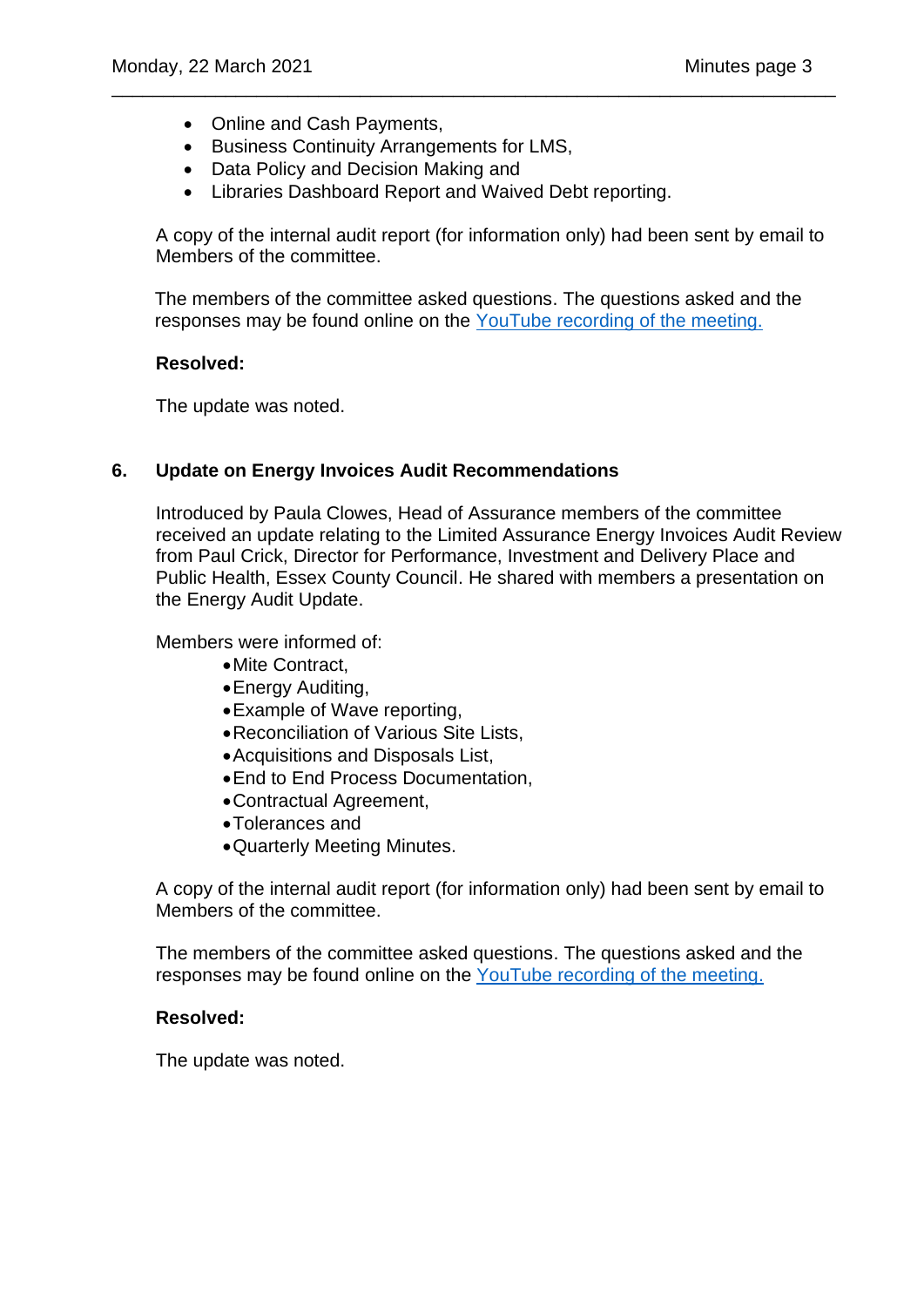- Online and Cash Payments,
- Business Continuity Arrangements for LMS,
- Data Policy and Decision Making and
- Libraries Dashboard Report and Waived Debt reporting.

A copy of the internal audit report (for information only) had been sent by email to Members of the committee.

The members of the committee asked questions. The questions asked and the responses may be found online on the [YouTube recording of the meeting.]()

**Resolved:**

The update was noted.

## 6. Update on Energy Invoices Audit Recommendations

Introduced by Paula Clowes, Head of Assurance members of the committee received an update relating to the Limited Assurance Energy Invoices Audit Review from Paul Crick, Director for Performance, Investment and Delivery Place and Public Health, Essex County Council. He shared with members a presentation on the Energy Audit Update.

Members were informed of:

- Mite Contract,
- Energy Auditing,
- Example of Wave reporting,
- Reconciliation of Various Site Lists,
- Acquisitions and Disposals List,
- End to End Process Documentation,
- Contractual Agreement,
- Tolerances and
- Quarterly Meeting Minutes.

A copy of the internal audit report (for information only) had been sent by email to Members of the committee.

The members of the committee asked questions. The questions asked and the responses may be found online on the [YouTube recording of the meeting.]()

**Resolved:**

The update was noted.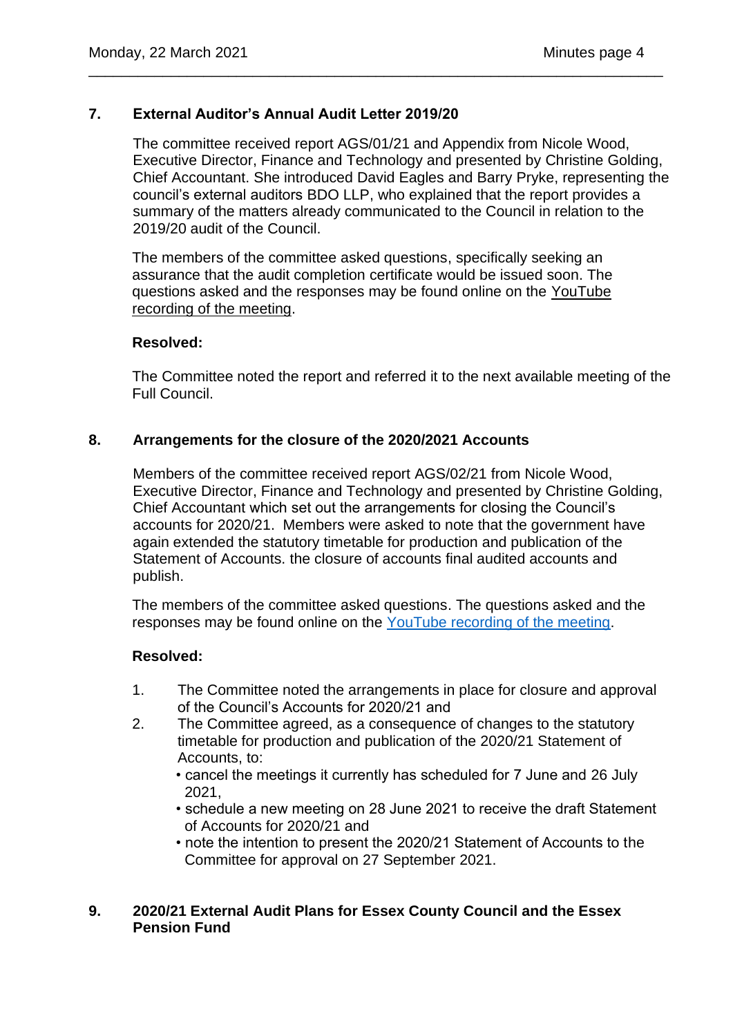## 7. External Auditor's Annual Audit Letter 2019/20

The committee received report AGS/01/21 and Appendix from Nicole Wood, Executive Director, Finance and Technology and presented by Christine Golding, Chief Accountant. She introduced David Eagles and Barry Pryke, representing the council's external auditors BDO LLP, who explained that the report provides a summary of the matters already communicated to the Council in relation to the 2019/20 audit of the Council.

The members of the committee asked questions, specifically seeking an assurance that the audit completion certificate would be issued soon. The questions asked and the responses may be found online on the YouTube recording of the meeting.

**Resolved:**

The Committee noted the report and referred it to the next available meeting of the Full Council.

## 8. Arrangements for the closure of the 2020/2021 Accounts

Members of the committee received report AGS/02/21 from Nicole Wood, Executive Director, Finance and Technology and presented by Christine Golding, Chief Accountant which set out the arrangements for closing the Council's accounts for 2020/21. Members were asked to note that the government have again extended the statutory timetable for production and publication of the Statement of Accounts. the closure of accounts final audited accounts and publish.

The members of the committee asked questions. The questions asked and the responses may be found online on the YouTube recording of the meeting.

**Resolved:**

1. The Committee noted the arrangements in place for closure and approval of the Council's Accounts for 2020/21 and
2. The Committee agreed, as a consequence of changes to the statutory timetable for production and publication of the 2020/21 Statement of Accounts, to:
   - cancel the meetings it currently has scheduled for 7 June and 26 July 2021,
   - schedule a new meeting on 28 June 2021 to receive the draft Statement of Accounts for 2020/21 and
   - note the intention to present the 2020/21 Statement of Accounts to the Committee for approval on 27 September 2021.

## 9. 2020/21 External Audit Plans for Essex County Council and the Essex Pension Fund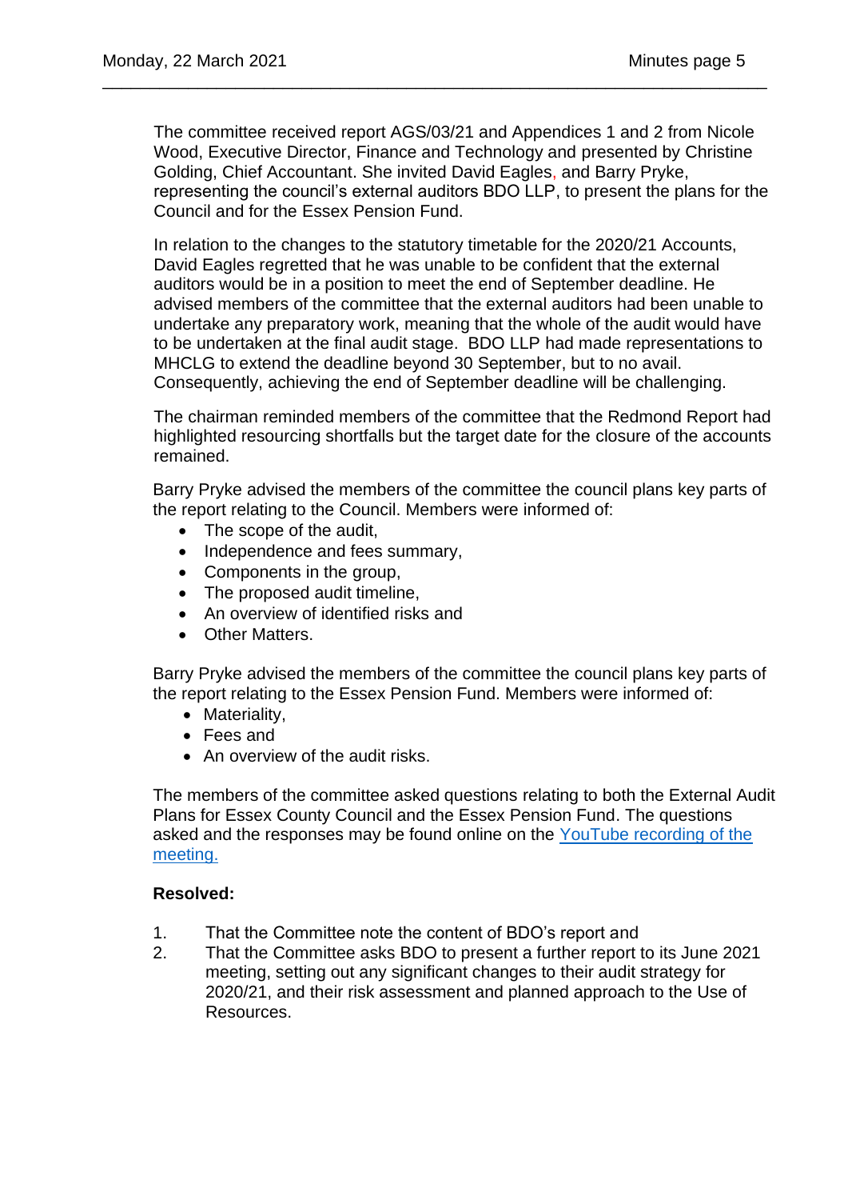The committee received report AGS/03/21 and Appendices 1 and 2 from Nicole Wood, Executive Director, Finance and Technology and presented by Christine Golding, Chief Accountant. She invited David Eagles, and Barry Pryke, representing the council's external auditors BDO LLP, to present the plans for the Council and for the Essex Pension Fund.

In relation to the changes to the statutory timetable for the 2020/21 Accounts, David Eagles regretted that he was unable to be confident that the external auditors would be in a position to meet the end of September deadline. He advised members of the committee that the external auditors had been unable to undertake any preparatory work, meaning that the whole of the audit would have to be undertaken at the final audit stage. BDO LLP had made representations to MHCLG to extend the deadline beyond 30 September, but to no avail. Consequently, achieving the end of September deadline will be challenging.

The chairman reminded members of the committee that the Redmond Report had highlighted resourcing shortfalls but the target date for the closure of the accounts remained.

Barry Pryke advised the members of the committee the council plans key parts of the report relating to the Council. Members were informed of:

- The scope of the audit,
- Independence and fees summary,
- Components in the group,
- The proposed audit timeline,
- An overview of identified risks and
- Other Matters.

Barry Pryke advised the members of the committee the council plans key parts of the report relating to the Essex Pension Fund. Members were informed of:

- Materiality,
- Fees and
- An overview of the audit risks.

The members of the committee asked questions relating to both the External Audit Plans for Essex County Council and the Essex Pension Fund. The questions asked and the responses may be found online on the [YouTube recording of the meeting.]()

**Resolved:**

1. That the Committee note the content of BDO's report and
2. That the Committee asks BDO to present a further report to its June 2021 meeting, setting out any significant changes to their audit strategy for 2020/21, and their risk assessment and planned approach to the Use of Resources.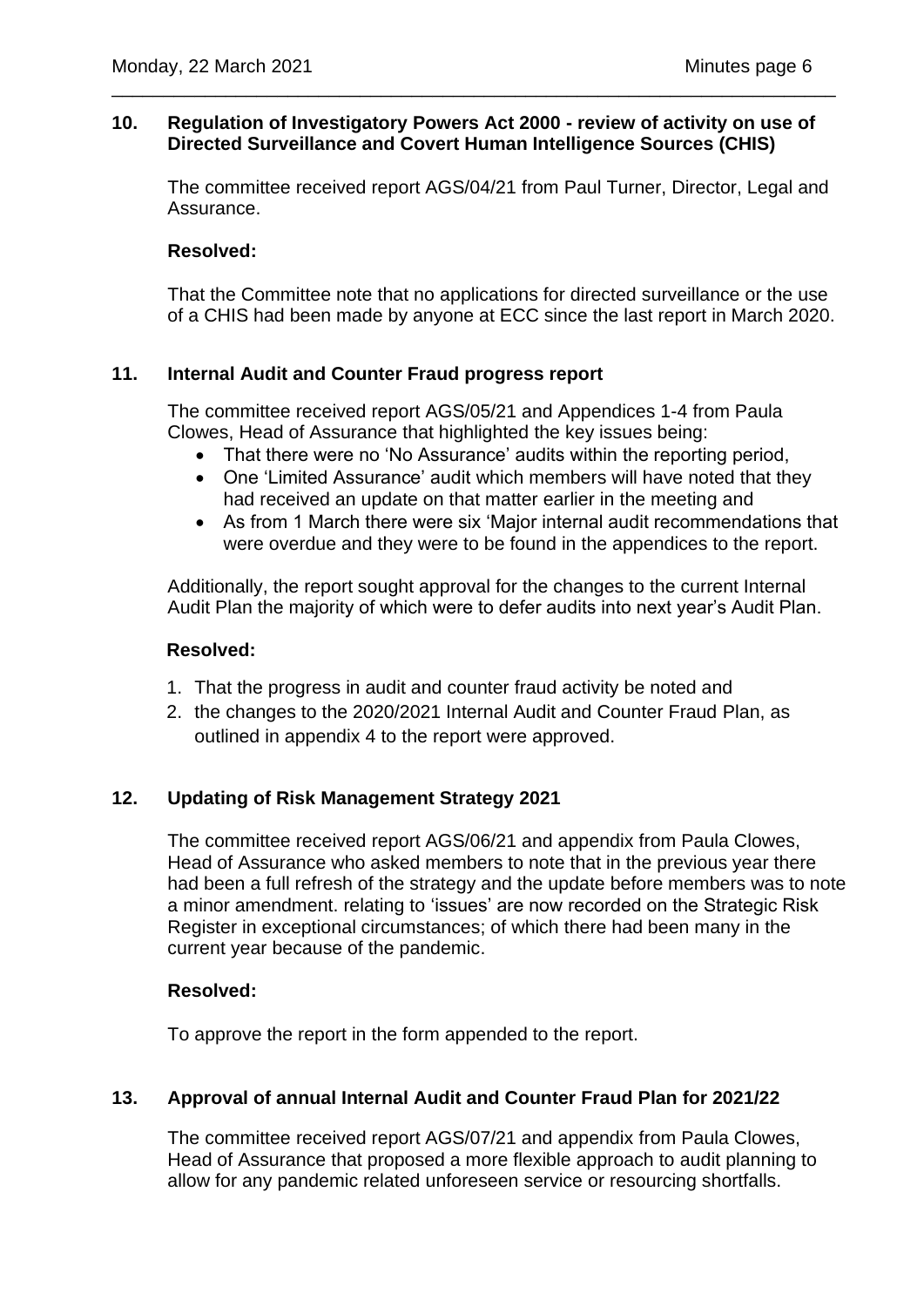## 10. Regulation of Investigatory Powers Act 2000 - review of activity on use of Directed Surveillance and Covert Human Intelligence Sources (CHIS)

The committee received report AGS/04/21 from Paul Turner, Director, Legal and Assurance.

**Resolved:**

That the Committee note that no applications for directed surveillance or the use of a CHIS had been made by anyone at ECC since the last report in March 2020.

## 11. Internal Audit and Counter Fraud progress report

The committee received report AGS/05/21 and Appendices 1-4 from Paula Clowes, Head of Assurance that highlighted the key issues being:

- That there were no 'No Assurance' audits within the reporting period,
- One 'Limited Assurance' audit which members will have noted that they had received an update on that matter earlier in the meeting and
- As from 1 March there were six 'Major internal audit recommendations that were overdue and they were to be found in the appendices to the report.

Additionally, the report sought approval for the changes to the current Internal Audit Plan the majority of which were to defer audits into next year's Audit Plan.

**Resolved:**

1. That the progress in audit and counter fraud activity be noted and
2. the changes to the 2020/2021 Internal Audit and Counter Fraud Plan, as outlined in appendix 4 to the report were approved.

## 12. Updating of Risk Management Strategy 2021

The committee received report AGS/06/21 and appendix from Paula Clowes, Head of Assurance who asked members to note that in the previous year there had been a full refresh of the strategy and the update before members was to note a minor amendment. relating to 'issues' are now recorded on the Strategic Risk Register in exceptional circumstances; of which there had been many in the current year because of the pandemic.

**Resolved:**

To approve the report in the form appended to the report.

## 13. Approval of annual Internal Audit and Counter Fraud Plan for 2021/22

The committee received report AGS/07/21 and appendix from Paula Clowes, Head of Assurance that proposed a more flexible approach to audit planning to allow for any pandemic related unforeseen service or resourcing shortfalls.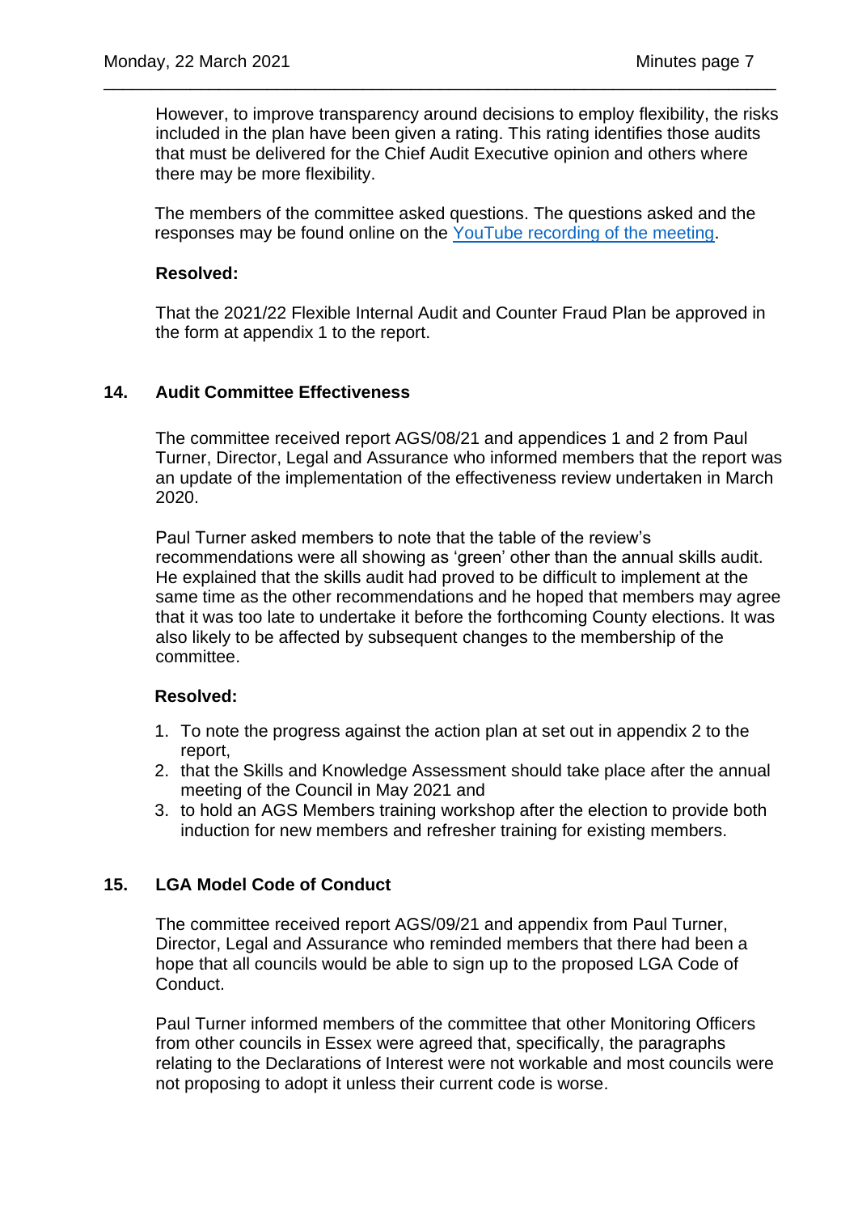However, to improve transparency around decisions to employ flexibility, the risks included in the plan have been given a rating. This rating identifies those audits that must be delivered for the Chief Audit Executive opinion and others where there may be more flexibility.

The members of the committee asked questions. The questions asked and the responses may be found online on the [YouTube recording of the meeting](YouTube recording of the meeting).

**Resolved:**

That the 2021/22 Flexible Internal Audit and Counter Fraud Plan be approved in the form at appendix 1 to the report.

## 14. Audit Committee Effectiveness

The committee received report AGS/08/21 and appendices 1 and 2 from Paul Turner, Director, Legal and Assurance who informed members that the report was an update of the implementation of the effectiveness review undertaken in March 2020.

Paul Turner asked members to note that the table of the review's recommendations were all showing as 'green' other than the annual skills audit. He explained that the skills audit had proved to be difficult to implement at the same time as the other recommendations and he hoped that members may agree that it was too late to undertake it before the forthcoming County elections. It was also likely to be affected by subsequent changes to the membership of the committee.

**Resolved:**

1. To note the progress against the action plan at set out in appendix 2 to the report,
2. that the Skills and Knowledge Assessment should take place after the annual meeting of the Council in May 2021 and
3. to hold an AGS Members training workshop after the election to provide both induction for new members and refresher training for existing members.

## 15. LGA Model Code of Conduct

The committee received report AGS/09/21 and appendix from Paul Turner, Director, Legal and Assurance who reminded members that there had been a hope that all councils would be able to sign up to the proposed LGA Code of Conduct.

Paul Turner informed members of the committee that other Monitoring Officers from other councils in Essex were agreed that, specifically, the paragraphs relating to the Declarations of Interest were not workable and most councils were not proposing to adopt it unless their current code is worse.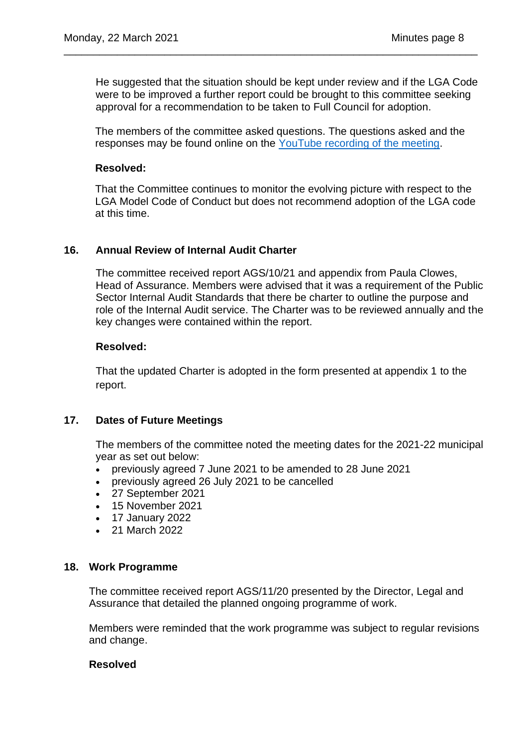He suggested that the situation should be kept under review and if the LGA Code were to be improved a further report could be brought to this committee seeking approval for a recommendation to be taken to Full Council for adoption.

The members of the committee asked questions. The questions asked and the responses may be found online on the YouTube recording of the meeting.

**Resolved:**

That the Committee continues to monitor the evolving picture with respect to the LGA Model Code of Conduct but does not recommend adoption of the LGA code at this time.

## 16. Annual Review of Internal Audit Charter

The committee received report AGS/10/21 and appendix from Paula Clowes, Head of Assurance. Members were advised that it was a requirement of the Public Sector Internal Audit Standards that there be charter to outline the purpose and role of the Internal Audit service. The Charter was to be reviewed annually and the key changes were contained within the report.

**Resolved:**

That the updated Charter is adopted in the form presented at appendix 1 to the report.

## 17. Dates of Future Meetings

The members of the committee noted the meeting dates for the 2021-22 municipal year as set out below:

- previously agreed 7 June 2021 to be amended to 28 June 2021
- previously agreed 26 July 2021 to be cancelled
- 27 September 2021
- 15 November 2021
- 17 January 2022
- 21 March 2022

## 18. Work Programme

The committee received report AGS/11/20 presented by the Director, Legal and Assurance that detailed the planned ongoing programme of work.

Members were reminded that the work programme was subject to regular revisions and change.

**Resolved**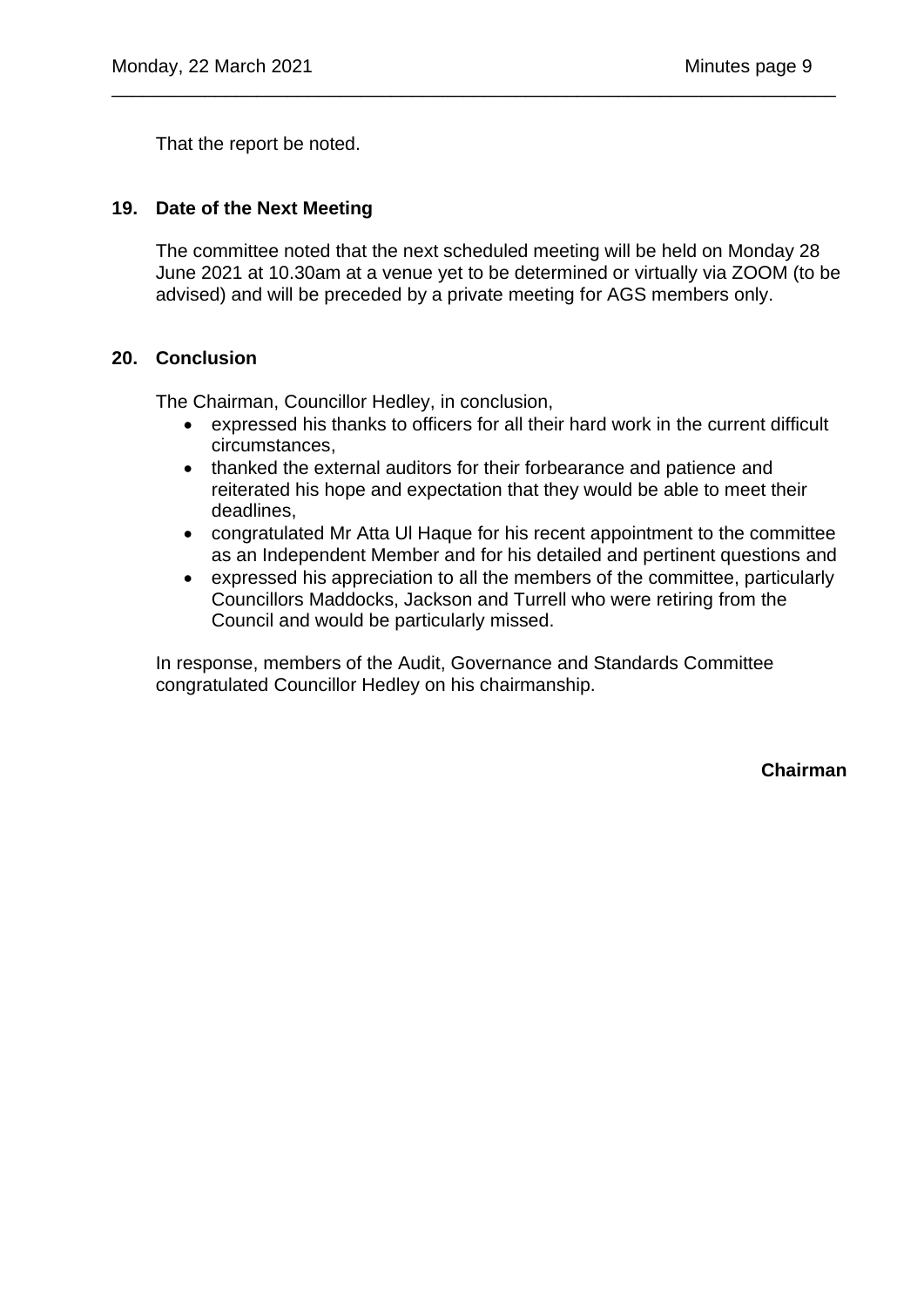That the report be noted.

**19. Date of the Next Meeting**

The committee noted that the next scheduled meeting will be held on Monday 28 June 2021 at 10.30am at a venue yet to be determined or virtually via ZOOM (to be advised) and will be preceded by a private meeting for AGS members only.

**20. Conclusion**

The Chairman, Councillor Hedley, in conclusion,

- expressed his thanks to officers for all their hard work in the current difficult circumstances,
- thanked the external auditors for their forbearance and patience and reiterated his hope and expectation that they would be able to meet their deadlines,
- congratulated Mr Atta Ul Haque for his recent appointment to the committee as an Independent Member and for his detailed and pertinent questions and
- expressed his appreciation to all the members of the committee, particularly Councillors Maddocks, Jackson and Turrell who were retiring from the Council and would be particularly missed.

In response, members of the Audit, Governance and Standards Committee congratulated Councillor Hedley on his chairmanship.

**Chairman**